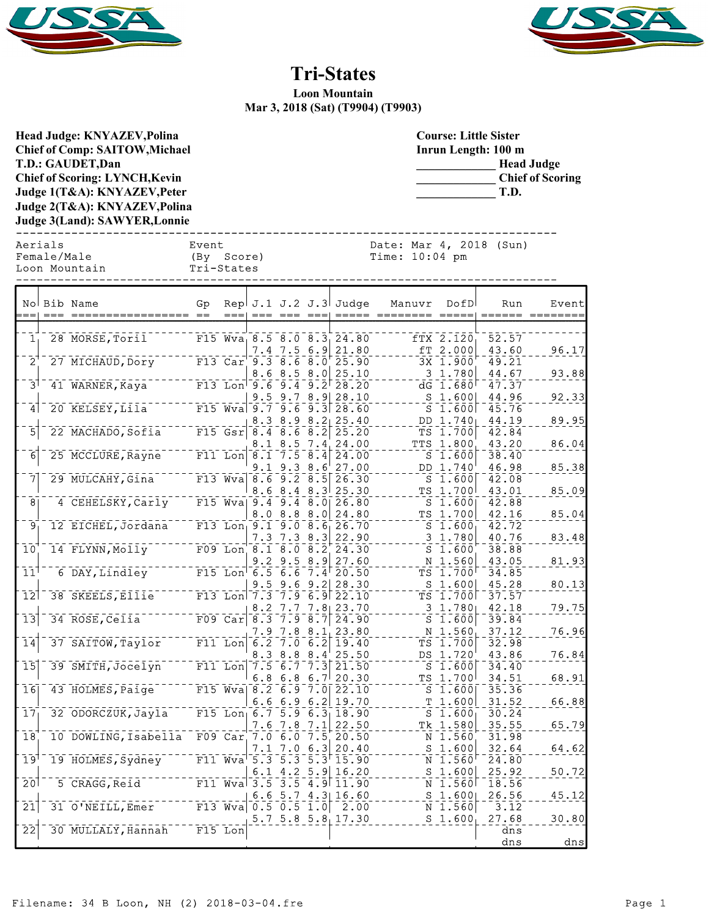# Tri-States

**Loon Mountain**
**Mar 3, 2018 (Sat) (T9904) (T9903)**

**Head Judge: KNYAZEV,Polina**
**Chief of Comp: SAITOW,Michael**
**T.D.: GAUDET,Dan**
**Chief of Scoring: LYNCH,Kevin**
**Judge 1(T&A): KNYAZEV,Peter**
**Judge 2(T&A): KNYAZEV,Polina**
**Judge 3(Land): SAWYER,Lonnie**

**Course: Little Sister**
**Inrun Length: 100 m**
**_____________ Head Judge**
**_____________ Chief of Scoring**
**_____________ T.D.**

```
Aerials              Event              Date: Mar 4, 2018 (Sun)
Female/Male          (By  Score)        Time: 10:04 pm
Loon Mountain        Tri-States
```

| No | Bib | Name | Gp | Rep | J.1 | J.2 | J.3 | Judge | Manuvr | DofD | Run | Event |
|---|---|---|---|---|---|---|---|---|---|---|---|---|
| 1 | 28 | MORSE,Toril | F15 | Wva | 8.5 | 8.0 | 8.3 | 24.80 | fTX | 2.120 | 52.57 | |
| | | | | | 7.4 | 7.5 | 6.9 | 21.80 | fT | 2.000 | 43.60 | 96.17 |
| 2 | 27 | MICHAUD,Dory | F13 | Car | 9.3 | 8.6 | 8.0 | 25.90 | 3X | 1.900 | 49.21 | |
| | | | | | 8.6 | 8.5 | 8.0 | 25.10 | 3 | 1.780 | 44.67 | 93.88 |
| 3 | 41 | WARNER,Kaya | F13 | Lon | 9.6 | 9.4 | 9.2 | 28.20 | dG | 1.680 | 47.37 | |
| | | | | | 9.5 | 9.7 | 8.9 | 28.10 | S | 1.600 | 44.96 | 92.33 |
| 4 | 20 | KELSEY,Lila | F15 | Wva | 9.7 | 9.6 | 9.3 | 28.60 | S | 1.600 | 45.76 | |
| | | | | | 8.3 | 8.9 | 8.2 | 25.40 | DD | 1.740 | 44.19 | 89.95 |
| 5 | 22 | MACHADO,Sofia | F15 | Gsr | 8.4 | 8.6 | 8.2 | 25.20 | TS | 1.700 | 42.84 | |
| | | | | | 8.1 | 8.5 | 7.4 | 24.00 | TTS | 1.800 | 43.20 | 86.04 |
| 6 | 25 | MCCLURE,Rayne | F11 | Lon | 8.1 | 7.5 | 8.4 | 24.00 | S | 1.600 | 38.40 | |
| | | | | | 9.1 | 9.3 | 8.6 | 27.00 | DD | 1.740 | 46.98 | 85.38 |
| 7 | 29 | MULCAHY,Gina | F13 | Wva | 8.6 | 9.2 | 8.5 | 26.30 | S | 1.600 | 42.08 | |
| | | | | | 8.6 | 8.4 | 8.3 | 25.30 | TS | 1.700 | 43.01 | 85.09 |
| 8 | 4 | CEHELSKY,Carly | F15 | Wva | 9.4 | 9.4 | 8.0 | 26.80 | S | 1.600 | 42.88 | |
| | | | | | 8.0 | 8.8 | 8.0 | 24.80 | TS | 1.700 | 42.16 | 85.04 |
| 9 | 12 | EICHEL,Jordana | F13 | Lon | 9.1 | 9.0 | 8.6 | 26.70 | S | 1.600 | 42.72 | |
| | | | | | 7.3 | 7.3 | 8.3 | 22.90 | 3 | 1.780 | 40.76 | 83.48 |
| 10 | 14 | FLYNN,Molly | F09 | Lon | 8.1 | 8.0 | 8.2 | 24.30 | S | 1.600 | 38.88 | |
| | | | | | 9.2 | 9.5 | 8.9 | 27.60 | N | 1.560 | 43.05 | 81.93 |
| 11 | 6 | DAY,Lindley | F15 | Lon | 6.5 | 6.6 | 7.4 | 20.50 | TS | 1.700 | 34.85 | |
| | | | | | 9.5 | 9.6 | 9.2 | 28.30 | S | 1.600 | 45.28 | 80.13 |
| 12 | 38 | SKEELS,Ellie | F13 | Lon | 7.3 | 7.9 | 6.9 | 22.10 | TS | 1.700 | 37.57 | |
| | | | | | 8.2 | 7.7 | 7.8 | 23.70 | 3 | 1.780 | 42.18 | 79.75 |
| 13 | 34 | ROSE,Celia | F09 | Car | 8.3 | 7.9 | 8.7 | 24.90 | S | 1.600 | 39.84 | |
| | | | | | 7.9 | 7.8 | 8.1 | 23.80 | N | 1.560 | 37.12 | 76.96 |
| 14 | 37 | SAITOW,Taylor | F11 | Lon | 6.2 | 7.0 | 6.2 | 19.40 | TS | 1.700 | 32.98 | |
| | | | | | 8.3 | 8.8 | 8.4 | 25.50 | DS | 1.720 | 43.86 | 76.84 |
| 15 | 39 | SMITH,Jocelyn | F11 | Lon | 7.5 | 6.7 | 7.3 | 21.50 | S | 1.600 | 34.40 | |
| | | | | | 6.8 | 6.8 | 6.7 | 20.30 | TS | 1.700 | 34.51 | 68.91 |
| 16 | 43 | HOLMES,Paige | F15 | Wva | 8.2 | 6.9 | 7.0 | 22.10 | S | 1.600 | 35.36 | |
| | | | | | 6.6 | 6.9 | 6.2 | 19.70 | T | 1.600 | 31.52 | 66.88 |
| 17 | 32 | ODORCZUK,Jayla | F15 | Lon | 6.7 | 5.9 | 6.3 | 18.90 | S | 1.600 | 30.24 | |
| | | | | | 7.6 | 7.8 | 7.1 | 22.50 | Tk | 1.580 | 35.55 | 65.79 |
| 18 | 10 | DOWLING,Isabella | F09 | Car | 7.0 | 6.0 | 7.5 | 20.50 | N | 1.560 | 31.98 | |
| | | | | | 7.1 | 7.0 | 6.3 | 20.40 | S | 1.600 | 32.64 | 64.62 |
| 19 | 19 | HOLMES,Sydney | F11 | Wva | 5.3 | 5.3 | 5.3 | 15.90 | N | 1.560 | 24.80 | |
| | | | | | 6.1 | 4.2 | 5.9 | 16.20 | S | 1.600 | 25.92 | 50.72 |
| 20 | 5 | CRAGG,Reid | F11 | Wva | 3.5 | 3.5 | 4.9 | 11.90 | N | 1.560 | 18.56 | |
| | | | | | 6.6 | 5.7 | 4.3 | 16.60 | S | 1.600 | 26.56 | 45.12 |
| 21 | 31 | O'NEILL,Emer | F13 | Wva | 0.5 | 0.5 | 1.0 | 2.00 | N | 1.560 | 3.12 | |
| | | | | | 5.7 | 5.8 | 5.8 | 17.30 | S | 1.600 | 27.68 | 30.80 |
| 22 | 30 | MULLALY,Hannah | F15 | Lon | | | | | | | dns | |
| | | | | | | | | | | | dns | dns |

Filename: 34 B Loon, NH (2) 2018-03-04.fre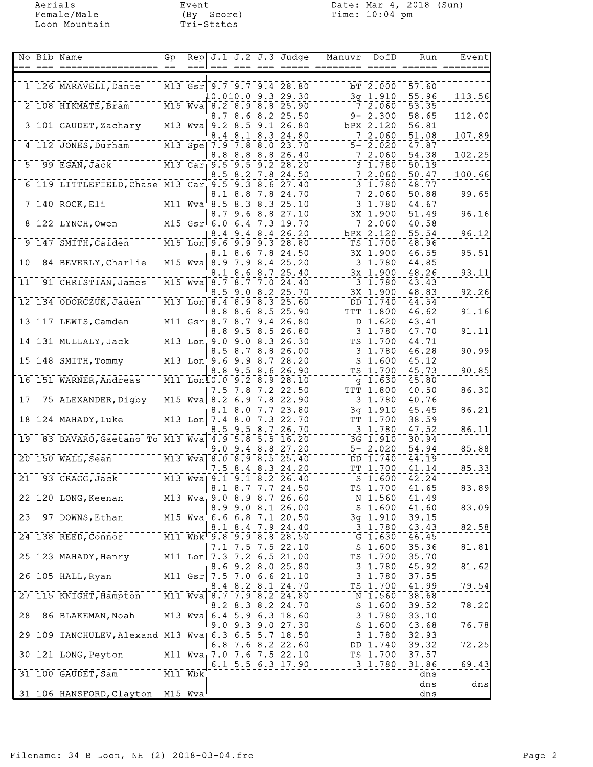Aerials
Female/Male
Loon Mountain

Event
(By Score)
Tri-States

Date: Mar 4, 2018 (Sun)
Time: 10:04 pm

| No | Bib | Name | Gp | Rep | J.1 | J.2 | J.3 | Judge | Manuvr | DofD | Run | Event |
|---|---|---|---|---|---|---|---|---|---|---|---|---|
| 1 | 126 | MARAVELL,Dante | M13 | Gsr | 9.7 | 9.7 | 9.4 | 28.80 | bT | 2.000 | 57.60 | |
| | | | | | 10.0 | 10.0 | 9.3 | 29.30 | 3g | 1.910 | 55.96 | 113.56 |
| 2 | 108 | HIKMATE,Bram | M15 | Wva | 8.2 | 8.9 | 8.8 | 25.90 | 7 | 2.060 | 53.35 | |
| | | | | | 8.7 | 8.6 | 8.2 | 25.50 | 9- | 2.300 | 58.65 | 112.00 |
| 3 | 101 | GAUDET,Zachary | M13 | Wva | 9.2 | 8.5 | 9.1 | 26.80 | bPX | 2.120 | 56.81 | |
| | | | | | 8.4 | 8.1 | 8.3 | 24.80 | 7 | 2.060 | 51.08 | 107.89 |
| 4 | 112 | JONES,Durham | M13 | Spe | 7.9 | 7.8 | 8.0 | 23.70 | 5- | 2.020 | 47.87 | |
| | | | | | 8.8 | 8.8 | 8.8 | 26.40 | 7 | 2.060 | 54.38 | 102.25 |
| 5 | 99 | EGAN,Jack | M13 | Car | 9.5 | 9.5 | 9.2 | 28.20 | 3 | 1.780 | 50.19 | |
| | | | | | 8.5 | 8.2 | 7.8 | 24.50 | 7 | 2.060 | 50.47 | 100.66 |
| 6 | 119 | LITTLEFIELD,Chase | M13 | Car | 9.5 | 9.3 | 8.6 | 27.40 | 3 | 1.780 | 48.77 | |
| | | | | | 8.1 | 8.8 | 7.8 | 24.70 | 7 | 2.060 | 50.88 | 99.65 |
| 7 | 140 | ROCK,Eli | M11 | Wva | 8.5 | 8.3 | 8.3 | 25.10 | 3 | 1.780 | 44.67 | |
| | | | | | 8.7 | 9.6 | 8.8 | 27.10 | 3X | 1.900 | 51.49 | 96.16 |
| 8 | 122 | LYNCH,Owen | M15 | Gsr | 6.0 | 6.4 | 7.3 | 19.70 | 7 | 2.060 | 40.58 | |
| | | | | | 8.4 | 9.4 | 8.4 | 26.20 | bPX | 2.120 | 55.54 | 96.12 |
| 9 | 147 | SMITH,Caiden | M15 | Lon | 9.6 | 9.9 | 9.3 | 28.80 | TS | 1.700 | 48.96 | |
| | | | | | 8.1 | 8.6 | 7.8 | 24.50 | 3X | 1.900 | 46.55 | 95.51 |
| 10 | 84 | BEVERLY,Charlie | M15 | Wva | 8.9 | 7.9 | 8.4 | 25.20 | 3 | 1.780 | 44.85 | |
| | | | | | 8.1 | 8.6 | 8.7 | 25.40 | 3X | 1.900 | 48.26 | 93.11 |
| 11 | 91 | CHRISTIAN,James | M15 | Wva | 8.7 | 8.7 | 7.0 | 24.40 | 3 | 1.780 | 43.43 | |
| | | | | | 8.5 | 9.0 | 8.2 | 25.70 | 3X | 1.900 | 48.83 | 92.26 |
| 12 | 134 | ODORCZUK,Jaden | M13 | Lon | 8.4 | 8.9 | 8.3 | 25.60 | DD | 1.740 | 44.54 | |
| | | | | | 8.8 | 8.6 | 8.5 | 25.90 | TTT | 1.800 | 46.62 | 91.16 |
| 13 | 117 | LEWIS,Camden | M11 | Gsr | 8.7 | 8.7 | 9.4 | 26.80 | D | 1.620 | 43.41 | |
| | | | | | 8.8 | 9.5 | 8.5 | 26.80 | 3 | 1.780 | 47.70 | 91.11 |
| 14 | 131 | MULLALY,Jack | M13 | Lon | 9.0 | 9.0 | 8.3 | 26.30 | TS | 1.700 | 44.71 | |
| | | | | | 8.5 | 8.7 | 8.8 | 26.00 | 3 | 1.780 | 46.28 | 90.99 |
| 15 | 148 | SMITH,Tommy | M13 | Lon | 9.6 | 9.9 | 8.7 | 28.20 | S | 1.600 | 45.12 | |
| | | | | | 8.8 | 9.5 | 8.6 | 26.90 | TS | 1.700 | 45.73 | 90.85 |
| 16 | 151 | WARNER,Andreas | M11 | Lon | 10.0 | 9.2 | 8.9 | 28.10 | g | 1.630 | 45.80 | |
| | | | | | 7.5 | 7.8 | 7.2 | 22.50 | TTT | 1.800 | 40.50 | 86.30 |
| 17 | 75 | ALEXANDER,Digby | M15 | Wva | 8.2 | 6.9 | 7.8 | 22.90 | 3 | 1.780 | 40.76 | |
| | | | | | 8.1 | 8.0 | 7.7 | 23.80 | 3g | 1.910 | 45.45 | 86.21 |
| 18 | 124 | MAHADY,Luke | M13 | Lon | 7.4 | 8.0 | 7.3 | 22.70 | TT | 1.700 | 38.59 | |
| | | | | | 8.5 | 9.5 | 8.7 | 26.70 | 3 | 1.780 | 47.52 | 86.11 |
| 19 | 83 | BAVARO,Gaetano To | M13 | Wva | 4.9 | 5.8 | 5.5 | 16.20 | 3G | 1.910 | 30.94 | |
| | | | | | 9.0 | 9.4 | 8.8 | 27.20 | 5- | 2.020 | 54.94 | 85.88 |
| 20 | 150 | WALL,Sean | M13 | Wva | 8.0 | 8.9 | 8.5 | 25.40 | DD | 1.740 | 44.19 | |
| | | | | | 7.5 | 8.4 | 8.3 | 24.20 | TT | 1.700 | 41.14 | 85.33 |
| 21 | 93 | CRAGG,Jack | M13 | Wva | 9.1 | 9.1 | 8.2 | 26.40 | S | 1.600 | 42.24 | |
| | | | | | 8.1 | 8.7 | 7.7 | 24.50 | TS | 1.700 | 41.65 | 83.89 |
| 22 | 120 | LONG,Keenan | M13 | Wva | 9.0 | 8.9 | 8.7 | 26.60 | N | 1.560 | 41.49 | |
| | | | | | 8.9 | 9.0 | 8.1 | 26.00 | S | 1.600 | 41.60 | 83.09 |
| 23 | 97 | DOWNS,Ethan | M15 | Wva | 6.6 | 6.8 | 7.1 | 20.50 | 3g | 1.910 | 39.15 | |
| | | | | | 8.1 | 8.4 | 7.9 | 24.40 | 3 | 1.780 | 43.43 | 82.58 |
| 24 | 138 | REED,Connor | M11 | Wbk | 9.8 | 9.9 | 8.8 | 28.50 | G | 1.630 | 46.45 | |
| | | | | | 7.1 | 7.5 | 7.5 | 22.10 | S | 1.600 | 35.36 | 81.81 |
| 25 | 123 | MAHADY,Henry | M11 | Lon | 7.3 | 7.2 | 6.5 | 21.00 | TS | 1.700 | 35.70 | |
| | | | | | 8.6 | 9.2 | 8.0 | 25.80 | 3 | 1.780 | 45.92 | 81.62 |
| 26 | 105 | HALL,Ryan | M11 | Gsr | 7.5 | 7.0 | 6.6 | 21.10 | 3 | 1.780 | 37.55 | |
| | | | | | 8.4 | 8.2 | 8.1 | 24.70 | TS | 1.700 | 41.99 | 79.54 |
| 27 | 115 | KNIGHT,Hampton | M11 | Wva | 8.7 | 7.9 | 8.2 | 24.80 | N | 1.560 | 38.68 | |
| | | | | | 8.2 | 8.3 | 8.2 | 24.70 | S | 1.600 | 39.52 | 78.20 |
| 28 | 86 | BLAKEMAN,Noah | M13 | Wva | 6.4 | 5.9 | 6.3 | 18.60 | 3 | 1.780 | 33.10 | |
| | | | | | 9.0 | 9.3 | 9.0 | 27.30 | S | 1.600 | 43.68 | 76.78 |
| 29 | 109 | IANCHULEV,Alexand | M13 | Wva | 6.3 | 6.5 | 5.7 | 18.50 | 3 | 1.780 | 32.93 | |
| | | | | | 6.8 | 7.6 | 8.2 | 22.60 | DD | 1.740 | 39.32 | 72.25 |
| 30 | 121 | LONG,Peyton | M11 | Wva | 7.0 | 7.6 | 7.5 | 22.10 | TS | 1.700 | 37.57 | |
| | | | | | 6.1 | 5.5 | 6.3 | 17.90 | 3 | 1.780 | 31.86 | 69.43 |
| 31 | 100 | GAUDET,Sam | M11 | Wbk | | | | | | | dns | |
| | | | | | | | | | | | dns | dns |
| 31 | 106 | HANSFORD,Clayton | M15 | Wva | | | | | | | dns | |

Filename: 34 B Loon, NH (2) 2018-03-04.fre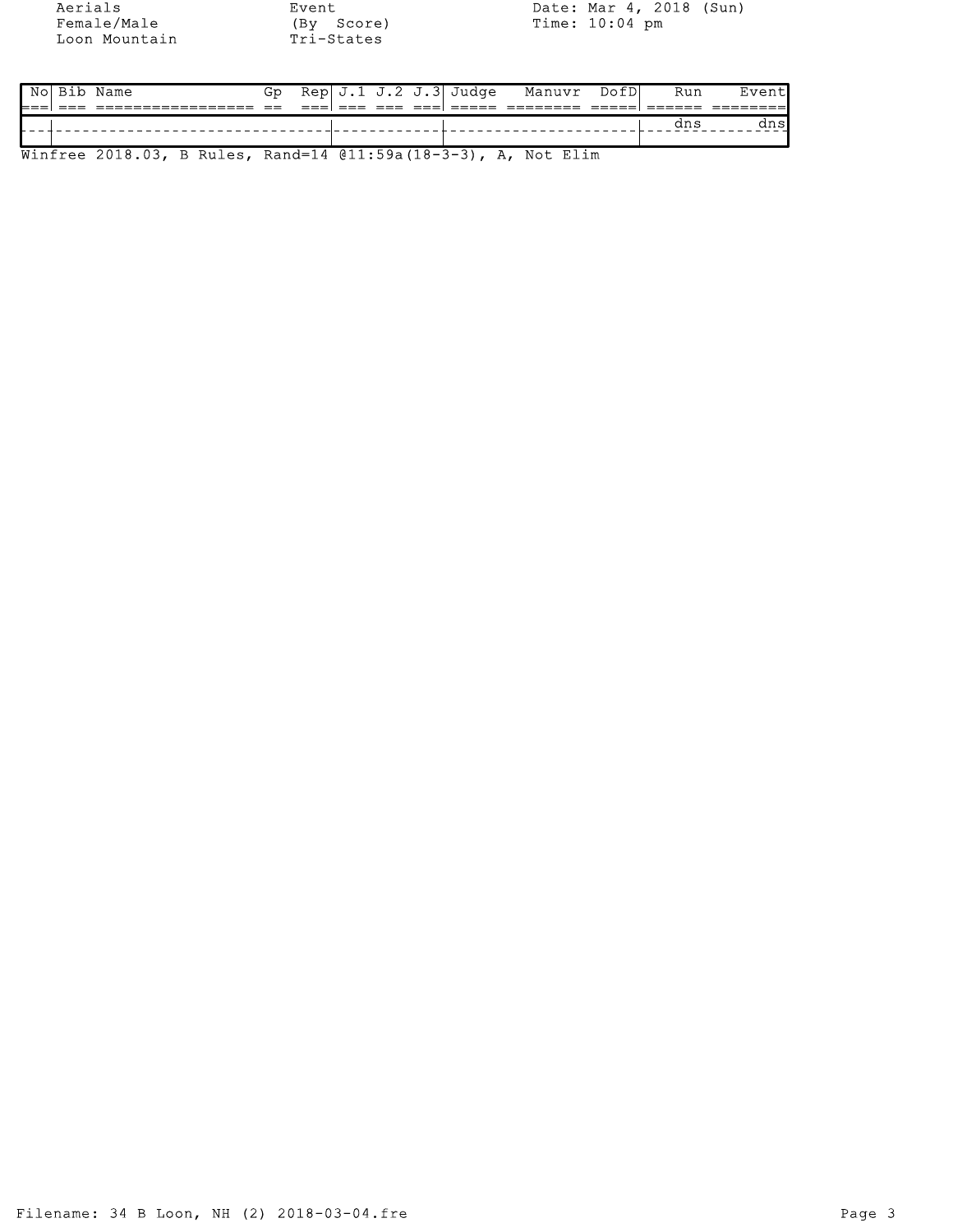Aerials
Female/Male
Loon Mountain

Event
(By Score)
Tri-States

Date: Mar 4, 2018 (Sun)
Time: 10:04 pm

| No | Bib | Name | Gp | Rep | J.1 | J.2 | J.3 | Judge | Manuvr | DofD | Run | Event |
|---|---|---|---|---|---|---|---|---|---|---|---|---|
| | | | | | | | | | | | dns | dns |

Winfree 2018.03, B Rules, Rand=14 @11:59a(18-3-3), A, Not Elim

Filename: 34 B Loon, NH (2) 2018-03-04.fre